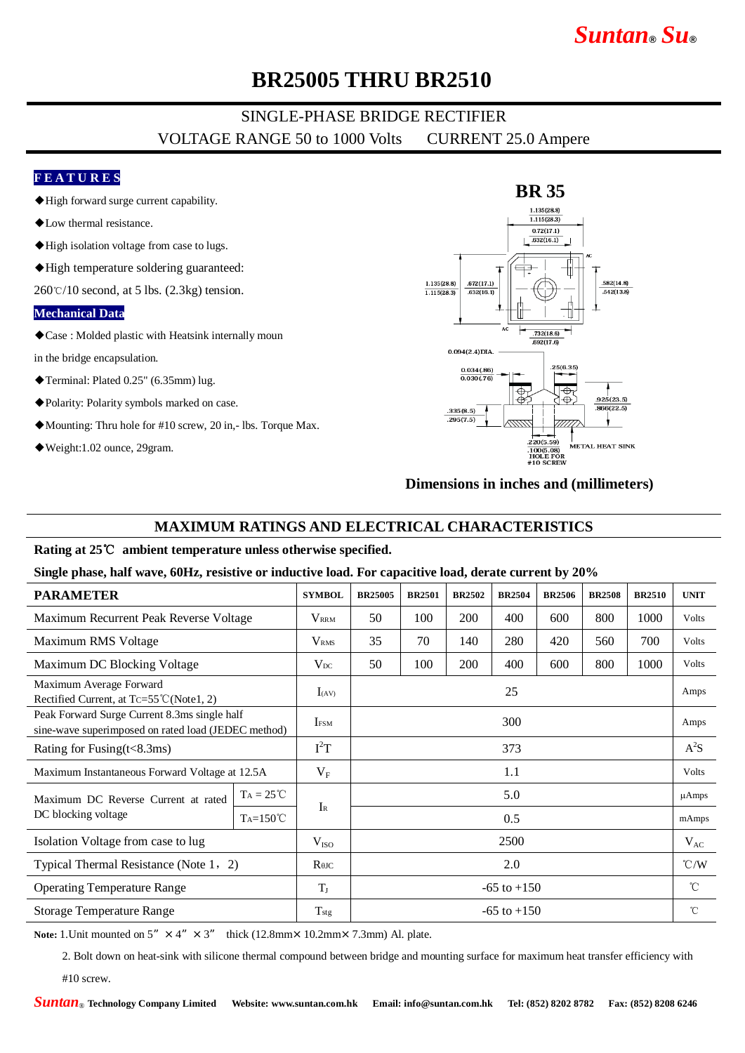# BR25005 THRU BR2510

SINGLE-PHASE BRIDGE RECTIFIER

VOLTAGE RANGE 50 to 1000 Volts    CURRENT 25.0 Ampere

**FEATURES**

◆High forward surge current capability.

◆Low thermal resistance.

◆High isolation voltage from case to lugs.

◆High temperature soldering guaranteed:

260℃/10 second, at 5 lbs. (2.3kg) tension.

**Mechanical Data**

◆Case : Molded plastic with Heatsink internally moun in the bridge encapsulation.

◆Terminal: Plated 0.25" (6.35mm) lug.

◆Polarity: Polarity symbols marked on case.

◆Mounting: Thru hole for #10 screw, 20 in,- lbs. Torque Max.

◆Weight:1.02 ounce, 29gram.

**BR 35**

**Dimensions in inches and (millimeters)**

## MAXIMUM RATINGS AND ELECTRICAL CHARACTERISTICS

**Rating at 25℃ ambient temperature unless otherwise specified.**

**Single phase, half wave, 60Hz, resistive or inductive load. For capacitive load, derate current by 20%**

| PARAMETER | | SYMBOL | BR25005 | BR2501 | BR2502 | BR2504 | BR2506 | BR2508 | BR2510 | UNIT |
|---|---|---|---|---|---|---|---|---|---|---|
| Maximum Recurrent Peak Reverse Voltage | | $V_{RRM}$ | 50 | 100 | 200 | 400 | 600 | 800 | 1000 | Volts |
| Maximum RMS Voltage | | $V_{RMS}$ | 35 | 70 | 140 | 280 | 420 | 560 | 700 | Volts |
| Maximum DC Blocking Voltage | | $V_{DC}$ | 50 | 100 | 200 | 400 | 600 | 800 | 1000 | Volts |
| Maximum Average Forward Rectified Current, at $T_C$=55℃(Note1, 2) | | $I_{(AV)}$ | 25 | | | | | | | Amps |
| Peak Forward Surge Current 8.3ms single half sine-wave superimposed on rated load (JEDEC method) | | $I_{FSM}$ | 300 | | | | | | | Amps |
| Rating for Fusing(t<8.3ms) | | $I^2T$ | 373 | | | | | | | $A^2S$ |
| Maximum Instantaneous Forward Voltage at 12.5A | | $V_F$ | 1.1 | | | | | | | Volts |
| Maximum DC Reverse Current at rated DC blocking voltage | $T_A$ = 25℃ | $I_R$ | 5.0 | | | | | | | µAmps |
| | $T_A$=150℃ | | 0.5 | | | | | | | mAmps |
| Isolation Voltage from case to lug | | $V_{ISO}$ | 2500 | | | | | | | $V_{AC}$ |
| Typical Thermal Resistance (Note 1, 2) | | $R_{\theta JC}$ | 2.0 | | | | | | | ℃/W |
| Operating Temperature Range | | $T_J$ | -65 to +150 | | | | | | | ℃ |
| Storage Temperature Range | | $T_{stg}$ | -65 to +150 | | | | | | | ℃ |

**Note:** 1.Unit mounted on 5" × 4" × 3" thick (12.8mm× 10.2mm× 7.3mm) Al. plate.

2. Bolt down on heat-sink with silicone thermal compound between bridge and mounting surface for maximum heat transfer efficiency with #10 screw.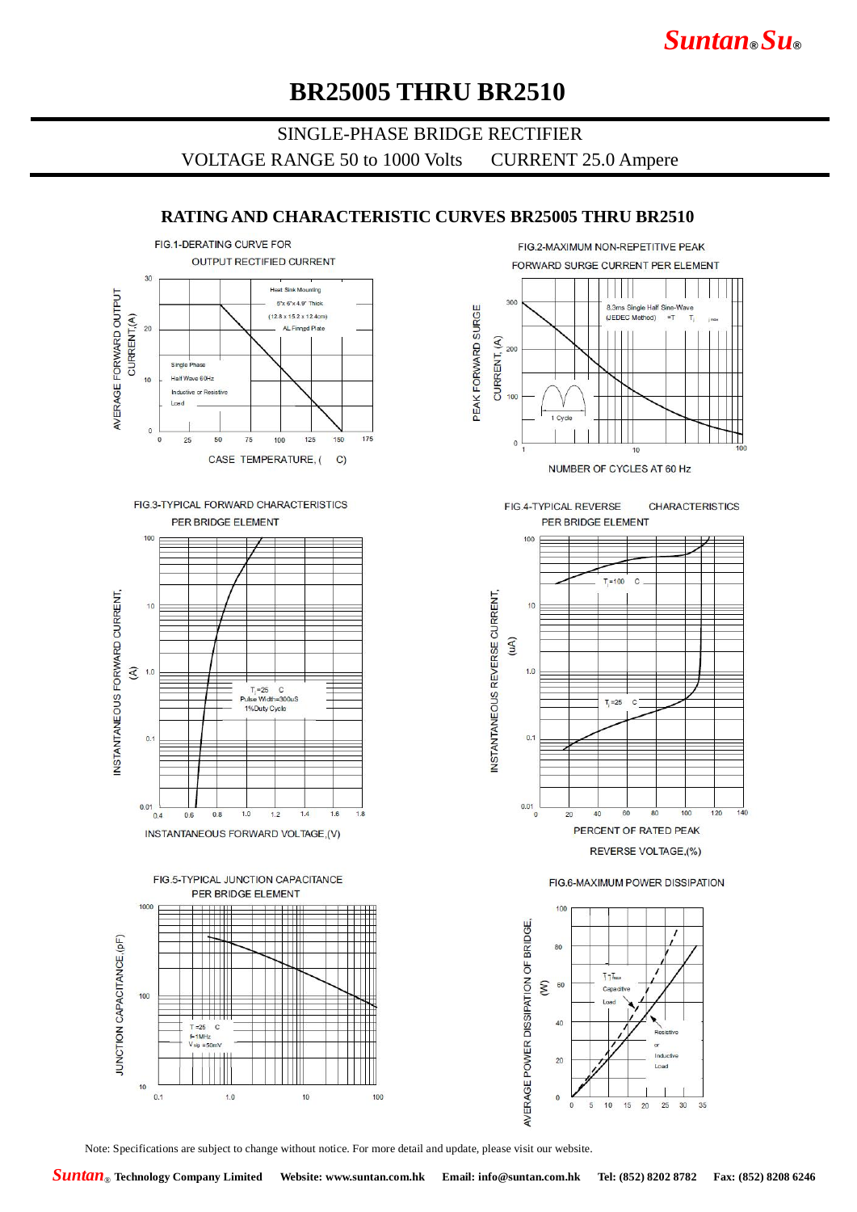# BR25005 THRU BR2510

SINGLE-PHASE BRIDGE RECTIFIER

VOLTAGE RANGE 50 to 1000 Volts CURRENT 25.0 Ampere

## RATING AND CHARACTERISTIC CURVES BR25005 THRU BR2510

FIG.1-DERATING CURVE FOR OUTPUT RECTIFIED CURRENT

AVERAGE FORWARD OUTPUT CURRENT,(A)

30
20
10
0

0 25 50 75 100 125 150 175

CASE TEMPERATURE, ( C)

Heat Sink Mounting
5"x 6"x 4.9" Thick
(12.8 x 15.2 x 12.4cm)
AL Finned Plate

Single Phase
Half Wave 60Hz
Inductive or Resistive
Load

FIG.2-MAXIMUM NON-REPETITIVE PEAK FORWARD SURGE CURRENT PER ELEMENT

PEAK FORWARD SURGE CURRENT, (A)

300
200
100
0

1 10 100

NUMBER OF CYCLES AT 60 Hz

8.3ms Single Half Sine-Wave
(JEDEC Method) =T $T_{j max}$

1 Cycle

FIG.3-TYPICAL FORWARD CHARACTERISTICS PER BRIDGE ELEMENT

INSTANTANEOUS FORWARD CURRENT, (A)

100
10
1.0
0.1
0.01

0.4 0.6 0.8 1.0 1.2 1.4 1.6 1.8

INSTANTANEOUS FORWARD VOLTAGE,(V)

$T_j$=25 C
Pulse Width=300uS
1%Duty Cycle

FIG.4-TYPICAL REVERSE CHARACTERISTICS PER BRIDGE ELEMENT

INSTANTANEOUS REVERSE CURRENT, (uA)

100
10
1.0
0.1
0.01

0 20 40 60 80 100 120 140

PERCENT OF RATED PEAK REVERSE VOLTAGE,(%)

$T_j$=100 C

$T_j$=25 C

FIG.5-TYPICAL JUNCTION CAPACITANCE PER BRIDGE ELEMENT

JUNCTION CAPACITANCE,(pF)

1000
100
10

0.1 1.0 10 100

T =25 C
f=1MHz
$V_{sig}$ =50mV

FIG.6-MAXIMUM POWER DISSIPATION

AVERAGE POWER DISSIPATION OF BRIDGE, (W)

100
80
60
40
20
0

0 5 10 15 20 25 30 35

$T_j T_{max}$
Capacitive
Load

Resistive
or
Inductive
Load

Note: Specifications are subject to change without notice. For more detail and update, please visit our website.

Suntan® Technology Company Limited Website: www.suntan.com.hk Email: info@suntan.com.hk Tel: (852) 8202 8782 Fax: (852) 8208 6246